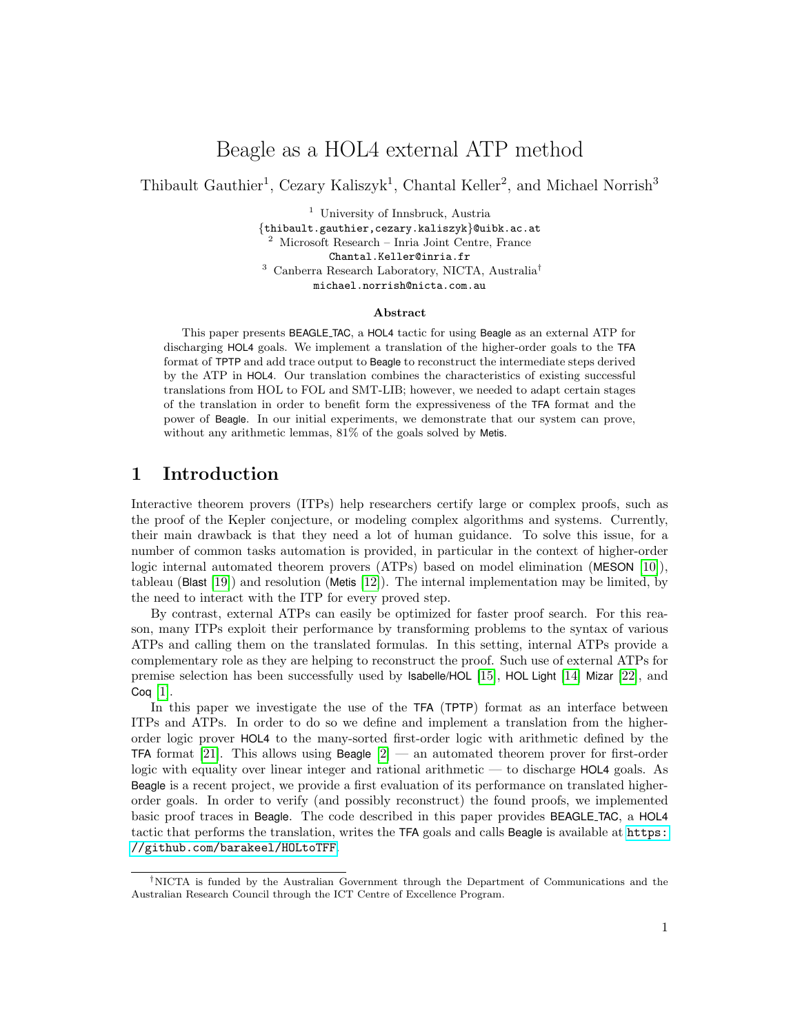# Beagle as a HOL4 external ATP method

Thibault Gauthier[1], Cezary Kaliszyk[1], Chantal Keller[2], and Michael Norrish[3]

[1] University of Innsbruck, Austria
{thibault.gauthier,cezary.kaliszyk}@uibk.ac.at
[2] Microsoft Research – Inria Joint Centre, France
Chantal.Keller@inria.fr
[3] Canberra Research Laboratory, NICTA, Australia[†]
michael.norrish@nicta.com.au

### Abstract

This paper presents BEAGLE_TAC, a HOL4 tactic for using Beagle as an external ATP for discharging HOL4 goals. We implement a translation of the higher-order goals to the TFA format of TPTP and add trace output to Beagle to reconstruct the intermediate steps derived by the ATP in HOL4. Our translation combines the characteristics of existing successful translations from HOL to FOL and SMT-LIB; however, we needed to adapt certain stages of the translation in order to benefit form the expressiveness of the TFA format and the power of Beagle. In our initial experiments, we demonstrate that our system can prove, without any arithmetic lemmas, 81% of the goals solved by Metis.

## 1 Introduction

Interactive theorem provers (ITPs) help researchers certify large or complex proofs, such as the proof of the Kepler conjecture, or modeling complex algorithms and systems. Currently, their main drawback is that they need a lot of human guidance. To solve this issue, for a number of common tasks automation is provided, in particular in the context of higher-order logic internal automated theorem provers (ATPs) based on model elimination (MESON [10]), tableau (Blast [19]) and resolution (Metis [12]). The internal implementation may be limited, by the need to interact with the ITP for every proved step.

By contrast, external ATPs can easily be optimized for faster proof search. For this reason, many ITPs exploit their performance by transforming problems to the syntax of various ATPs and calling them on the translated formulas. In this setting, internal ATPs provide a complementary role as they are helping to reconstruct the proof. Such use of external ATPs for premise selection has been successfully used by Isabelle/HOL [15], HOL Light [14] Mizar [22], and Coq [1].

In this paper we investigate the use of the TFA (TPTP) format as an interface between ITPs and ATPs. In order to do so we define and implement a translation from the higher-order logic prover HOL4 to the many-sorted first-order logic with arithmetic defined by the TFA format [21]. This allows using Beagle [2] — an automated theorem prover for first-order logic with equality over linear integer and rational arithmetic — to discharge HOL4 goals. As Beagle is a recent project, we provide a first evaluation of its performance on translated higher-order goals. In order to verify (and possibly reconstruct) the found proofs, we implemented basic proof traces in Beagle. The code described in this paper provides BEAGLE_TAC, a HOL4 tactic that performs the translation, writes the TFA goals and calls Beagle is available at https://github.com/barakeel/HOLtoTFF.

[†]NICTA is funded by the Australian Government through the Department of Communications and the Australian Research Council through the ICT Centre of Excellence Program.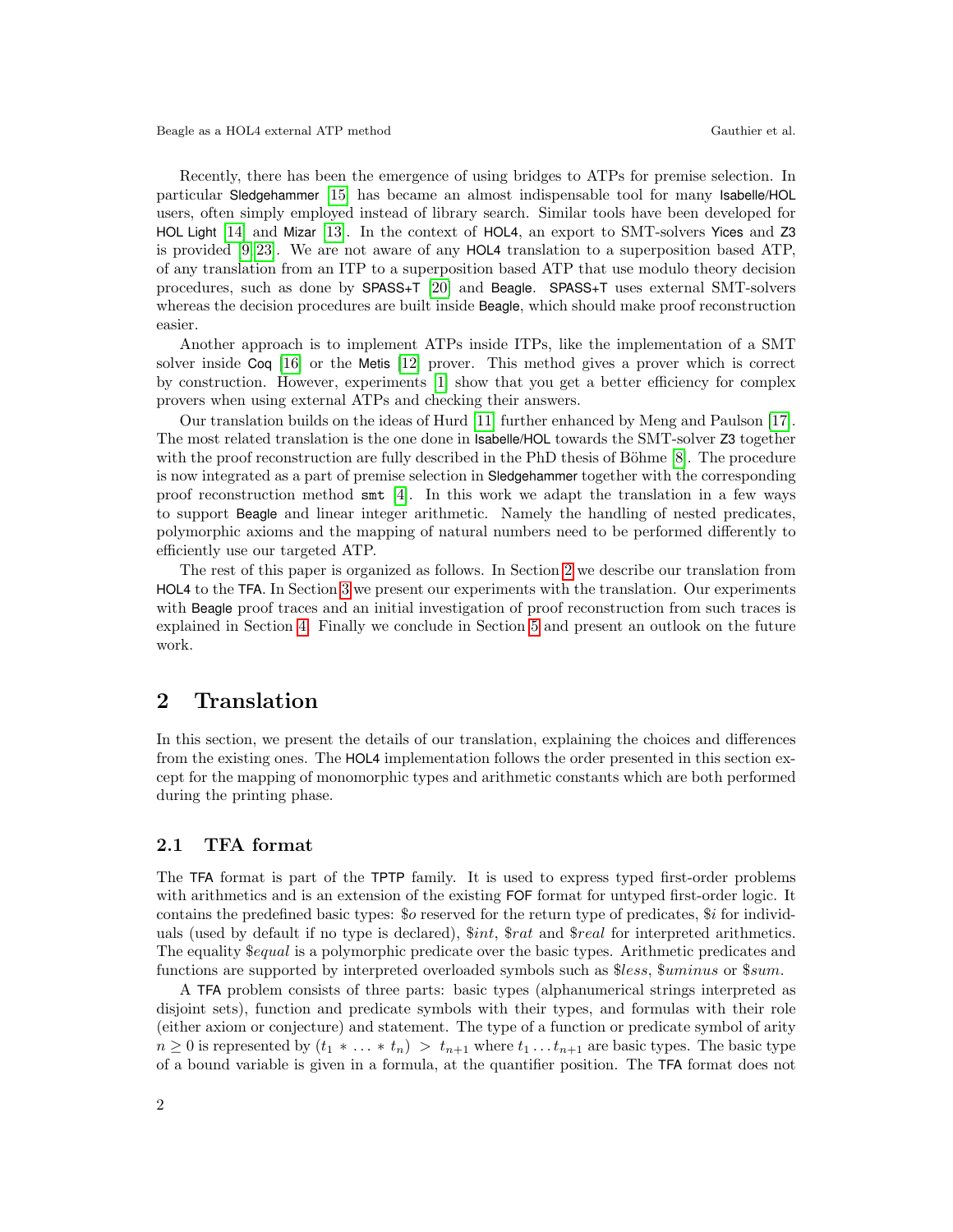Recently, there has been the emergence of using bridges to ATPs for premise selection. In particular Sledgehammer [15] has became an almost indispensable tool for many Isabelle/HOL users, often simply employed instead of library search. Similar tools have been developed for HOL Light [14] and Mizar [13]. In the context of HOL4, an export to SMT-solvers Yices and Z3 is provided [9, 23]. We are not aware of any HOL4 translation to a superposition based ATP, of any translation from an ITP to a superposition based ATP that use modulo theory decision procedures, such as done by SPASS+T [20] and Beagle. SPASS+T uses external SMT-solvers whereas the decision procedures are built inside Beagle, which should make proof reconstruction easier.

Another approach is to implement ATPs inside ITPs, like the implementation of a SMT solver inside Coq [16] or the Metis [12] prover. This method gives a prover which is correct by construction. However, experiments [1] show that you get a better efficiency for complex provers when using external ATPs and checking their answers.

Our translation builds on the ideas of Hurd [11] further enhanced by Meng and Paulson [17]. The most related translation is the one done in Isabelle/HOL towards the SMT-solver Z3 together with the proof reconstruction are fully described in the PhD thesis of Böhme [8]. The procedure is now integrated as a part of premise selection in Sledgehammer together with the corresponding proof reconstruction method `smt` [4]. In this work we adapt the translation in a few ways to support Beagle and linear integer arithmetic. Namely the handling of nested predicates, polymorphic axioms and the mapping of natural numbers need to be performed differently to efficiently use our targeted ATP.

The rest of this paper is organized as follows. In Section 2 we describe our translation from HOL4 to the TFA. In Section 3 we present our experiments with the translation. Our experiments with Beagle proof traces and an initial investigation of proof reconstruction from such traces is explained in Section 4. Finally we conclude in Section 5 and present an outlook on the future work.

## 2 Translation

In this section, we present the details of our translation, explaining the choices and differences from the existing ones. The HOL4 implementation follows the order presented in this section except for the mapping of monomorphic types and arithmetic constants which are both performed during the printing phase.

### 2.1 TFA format

The TFA format is part of the TPTP family. It is used to express typed first-order problems with arithmetics and is an extension of the existing FOF format for untyped first-order logic. It contains the predefined basic types: $\$o$ reserved for the return type of predicates, $\$i$ for individuals (used by default if no type is declared), $\$int$, $\$rat$ and $\$real$ for interpreted arithmetics. The equality $\$equal$ is a polymorphic predicate over the basic types. Arithmetic predicates and functions are supported by interpreted overloaded symbols such as $\$less$, $\$uminus$ or $\$sum$.

A TFA problem consists of three parts: basic types (alphanumerical strings interpreted as disjoint sets), function and predicate symbols with their types, and formulas with their role (either axiom or conjecture) and statement. The type of a function or predicate symbol of arity $n \geq 0$ is represented by $(t_1 * \ldots * t_n) > t_{n+1}$ where $t_1 \ldots t_{n+1}$ are basic types. The basic type of a bound variable is given in a formula, at the quantifier position. The TFA format does not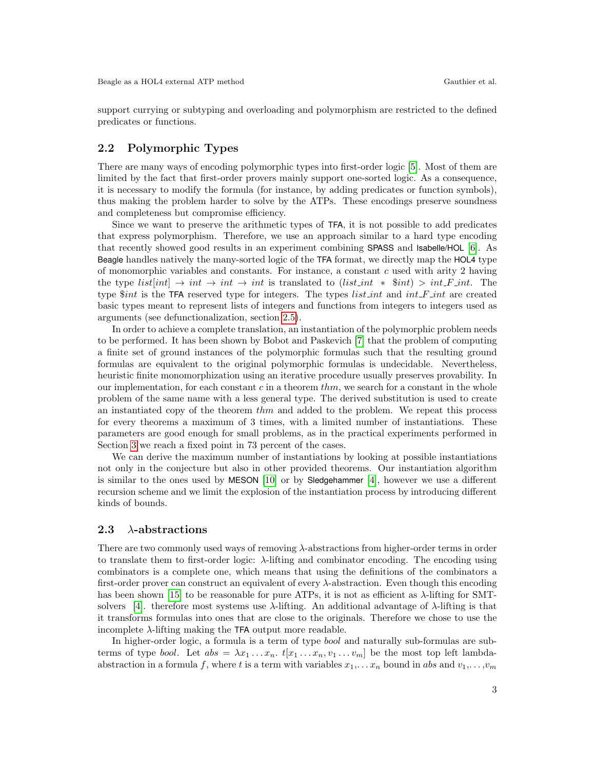support currying or subtyping and overloading and polymorphism are restricted to the defined predicates or functions.

## 2.2 Polymorphic Types

There are many ways of encoding polymorphic types into first-order logic [5]. Most of them are limited by the fact that first-order provers mainly support one-sorted logic. As a consequence, it is necessary to modify the formula (for instance, by adding predicates or function symbols), thus making the problem harder to solve by the ATPs. These encodings preserve soundness and completeness but compromise efficiency.

Since we want to preserve the arithmetic types of TFA, it is not possible to add predicates that express polymorphism. Therefore, we use an approach similar to a hard type encoding that recently showed good results in an experiment combining SPASS and Isabelle/HOL [6]. As Beagle handles natively the many-sorted logic of the TFA format, we directly map the HOL4 type of monomorphic variables and constants. For instance, a constant $c$ used with arity 2 having the type $list[int] \rightarrow int \rightarrow int \rightarrow int$ is translated to $(list\_int\ *\ \$int) > int\_F\_int$. The type $\$int$ is the TFA reserved type for integers. The types $list\_int$ and $int\_F\_int$ are created basic types meant to represent lists of integers and functions from integers to integers used as arguments (see defunctionalization, section 2.5).

In order to achieve a complete translation, an instantiation of the polymorphic problem needs to be performed. It has been shown by Bobot and Paskevich [7] that the problem of computing a finite set of ground instances of the polymorphic formulas such that the resulting ground formulas are equivalent to the original polymorphic formulas is undecidable. Nevertheless, heuristic finite monomorphization using an iterative procedure usually preserves provability. In our implementation, for each constant $c$ in a theorem $thm$, we search for a constant in the whole problem of the same name with a less general type. The derived substitution is used to create an instantiated copy of the theorem $thm$ and added to the problem. We repeat this process for every theorems a maximum of 3 times, with a limited number of instantiations. These parameters are good enough for small problems, as in the practical experiments performed in Section 3 we reach a fixed point in 73 percent of the cases.

We can derive the maximum number of instantiations by looking at possible instantiations not only in the conjecture but also in other provided theorems. Our instantiation algorithm is similar to the ones used by MESON [10] or by Sledgehammer [4], however we use a different recursion scheme and we limit the explosion of the instantiation process by introducing different kinds of bounds.

## 2.3 $\lambda$-abstractions

There are two commonly used ways of removing $\lambda$-abstractions from higher-order terms in order to translate them to first-order logic: $\lambda$-lifting and combinator encoding. The encoding using combinators is a complete one, which means that using the definitions of the combinators a first-order prover can construct an equivalent of every $\lambda$-abstraction. Even though this encoding has been shown [15] to be reasonable for pure ATPs, it is not as efficient as $\lambda$-lifting for SMT-solvers [4]. therefore most systems use $\lambda$-lifting. An additional advantage of $\lambda$-lifting is that it transforms formulas into ones that are close to the originals. Therefore we chose to use the incomplete $\lambda$-lifting making the TFA output more readable.

In higher-order logic, a formula is a term of type $bool$ and naturally sub-formulas are sub-terms of type $bool$. Let $abs = \lambda x_1 \dots x_n.\ t[x_1 \dots x_n, v_1 \dots v_m]$ be the most top left lambda-abstraction in a formula $f$, where $t$ is a term with variables $x_1, \dots x_n$ bound in $abs$ and $v_1, \dots, v_m$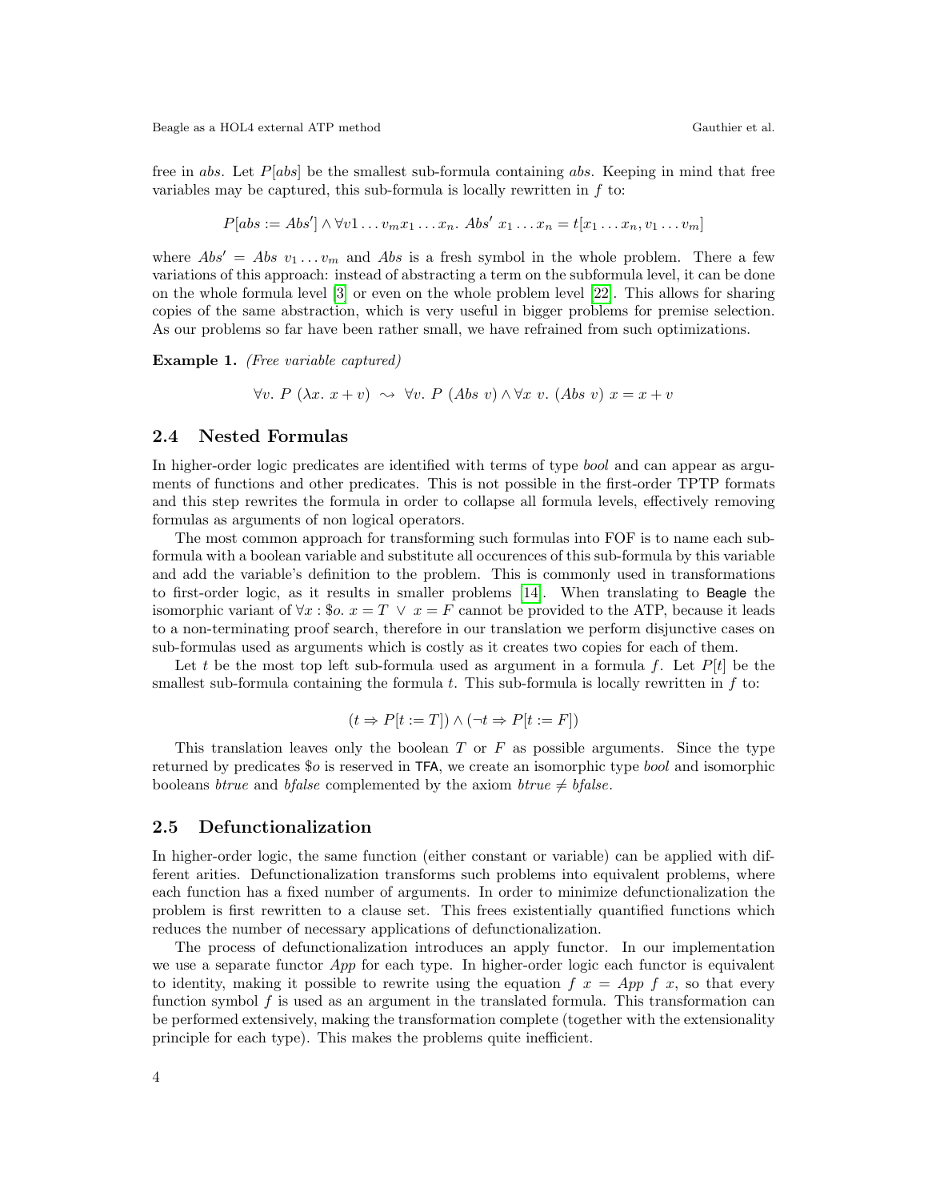free in *abs*. Let $P[abs]$ be the smallest sub-formula containing *abs*. Keeping in mind that free variables may be captured, this sub-formula is locally rewritten in $f$ to:

$$P[abs := Abs'] \wedge \forall v1 \dots v_m x_1 \dots x_n.\ Abs'\ x_1 \dots x_n = t[x_1 \dots x_n, v_1 \dots v_m]$$

where $Abs' = Abs\ v_1 \dots v_m$ and $Abs$ is a fresh symbol in the whole problem. There a few variations of this approach: instead of abstracting a term on the subformula level, it can be done on the whole formula level [3] or even on the whole problem level [22]. This allows for sharing copies of the same abstraction, which is very useful in bigger problems for premise selection. As our problems so far have been rather small, we have refrained from such optimizations.

**Example 1.** *(Free variable captured)*

$$\forall v.\ P\ (\lambda x.\ x + v) \ \rightsquigarrow\ \forall v.\ P\ (Abs\ v) \wedge \forall x\ v.\ (Abs\ v)\ x = x + v$$

## 2.4 Nested Formulas

In higher-order logic predicates are identified with terms of type *bool* and can appear as arguments of functions and other predicates. This is not possible in the first-order TPTP formats and this step rewrites the formula in order to collapse all formula levels, effectively removing formulas as arguments of non logical operators.

The most common approach for transforming such formulas into FOF is to name each sub-formula with a boolean variable and substitute all occurences of this sub-formula by this variable and add the variable's definition to the problem. This is commonly used in transformations to first-order logic, as it results in smaller problems [14]. When translating to Beagle the isomorphic variant of $\forall x : \$o.\ x = T\ \vee\ x = F$ cannot be provided to the ATP, because it leads to a non-terminating proof search, therefore in our translation we perform disjunctive cases on sub-formulas used as arguments which is costly as it creates two copies for each of them.

Let $t$ be the most top left sub-formula used as argument in a formula $f$. Let $P[t]$ be the smallest sub-formula containing the formula $t$. This sub-formula is locally rewritten in $f$ to:

$$(t \Rightarrow P[t := T]) \wedge (\neg t \Rightarrow P[t := F])$$

This translation leaves only the boolean $T$ or $F$ as possible arguments. Since the type returned by predicates $\$o$ is reserved in TFA, we create an isomorphic type *bool* and isomorphic booleans *btrue* and *bfalse* complemented by the axiom $btrue \neq bfalse$.

## 2.5 Defunctionalization

In higher-order logic, the same function (either constant or variable) can be applied with different arities. Defunctionalization transforms such problems into equivalent problems, where each function has a fixed number of arguments. In order to minimize defunctionalization the problem is first rewritten to a clause set. This frees existentially quantified functions which reduces the number of necessary applications of defunctionalization.

The process of defunctionalization introduces an apply functor. In our implementation we use a separate functor *App* for each type. In higher-order logic each functor is equivalent to identity, making it possible to rewrite using the equation $f\ x = App\ f\ x$, so that every function symbol $f$ is used as an argument in the translated formula. This transformation can be performed extensively, making the transformation complete (together with the extensionality principle for each type). This makes the problems quite inefficient.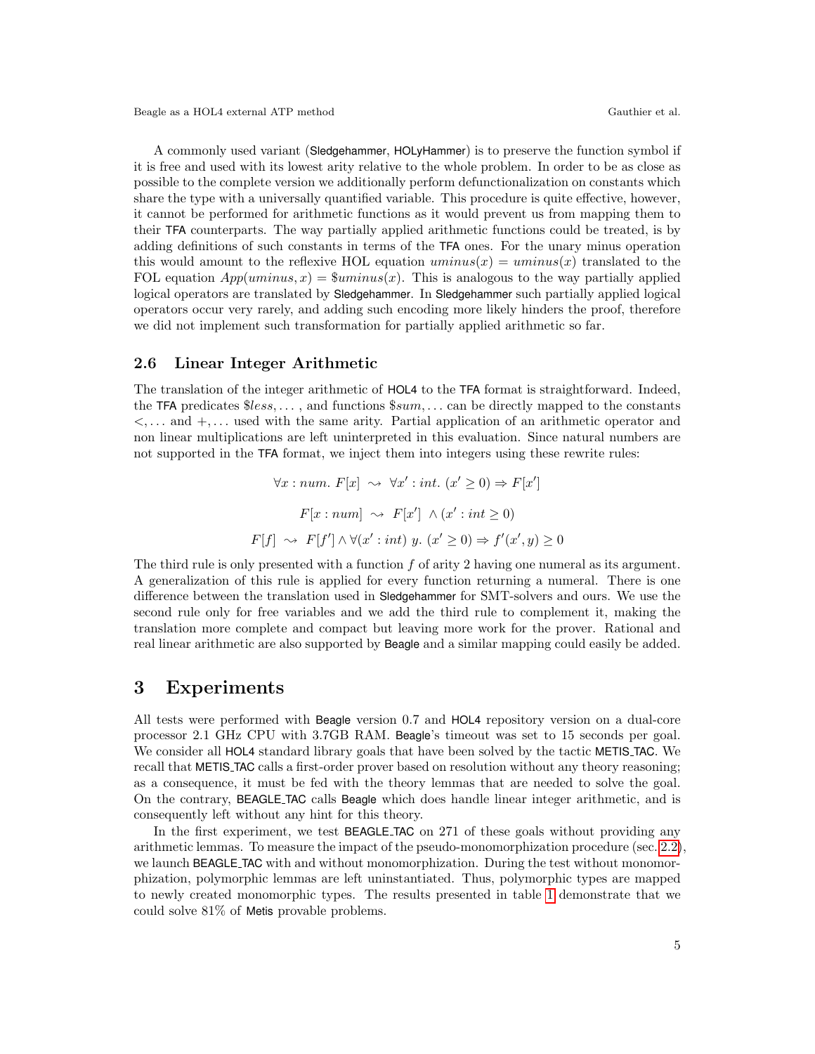A commonly used variant (Sledgehammer, HOLyHammer) is to preserve the function symbol if it is free and used with its lowest arity relative to the whole problem. In order to be as close as possible to the complete version we additionally perform defunctionalization on constants which share the type with a universally quantified variable. This procedure is quite effective, however, it cannot be performed for arithmetic functions as it would prevent us from mapping them to their TFA counterparts. The way partially applied arithmetic functions could be treated, is by adding definitions of such constants in terms of the TFA ones. For the unary minus operation this would amount to the reflexive HOL equation $uminus(x) = uminus(x)$ translated to the FOL equation $App(uminus, x) = \$uminus(x)$. This is analogous to the way partially applied logical operators are translated by Sledgehammer. In Sledgehammer such partially applied logical operators occur very rarely, and adding such encoding more likely hinders the proof, therefore we did not implement such transformation for partially applied arithmetic so far.

## 2.6 Linear Integer Arithmetic

The translation of the integer arithmetic of HOL4 to the TFA format is straightforward. Indeed, the TFA predicates $\$less, \ldots$ , and functions $\$sum, \ldots$ can be directly mapped to the constants $<, \ldots$ and $+, \ldots$ used with the same arity. Partial application of an arithmetic operator and non linear multiplications are left uninterpreted in this evaluation. Since natural numbers are not supported in the TFA format, we inject them into integers using these rewrite rules:

$$\forall x : num.\ F[x] \ \rightsquigarrow\ \forall x' : int.\ (x' \geq 0) \Rightarrow F[x']$$

$$F[x : num] \ \rightsquigarrow\ F[x'] \ \wedge (x' : int \geq 0)$$

$$F[f] \ \rightsquigarrow\ F[f'] \wedge \forall (x' : int)\ y.\ (x' \geq 0) \Rightarrow f'(x', y) \geq 0$$

The third rule is only presented with a function $f$ of arity 2 having one numeral as its argument. A generalization of this rule is applied for every function returning a numeral. There is one difference between the translation used in Sledgehammer for SMT-solvers and ours. We use the second rule only for free variables and we add the third rule to complement it, making the translation more complete and compact but leaving more work for the prover. Rational and real linear arithmetic are also supported by Beagle and a similar mapping could easily be added.

# 3 Experiments

All tests were performed with Beagle version 0.7 and HOL4 repository version on a dual-core processor 2.1 GHz CPU with 3.7GB RAM. Beagle's timeout was set to 15 seconds per goal. We consider all HOL4 standard library goals that have been solved by the tactic METIS_TAC. We recall that METIS_TAC calls a first-order prover based on resolution without any theory reasoning; as a consequence, it must be fed with the theory lemmas that are needed to solve the goal. On the contrary, BEAGLE_TAC calls Beagle which does handle linear integer arithmetic, and is consequently left without any hint for this theory.

In the first experiment, we test BEAGLE_TAC on 271 of these goals without providing any arithmetic lemmas. To measure the impact of the pseudo-monomorphization procedure (sec. 2.2), we launch BEAGLE_TAC with and without monomorphization. During the test without monomorphization, polymorphic lemmas are left uninstantiated. Thus, polymorphic types are mapped to newly created monomorphic types. The results presented in table 1 demonstrate that we could solve 81% of Metis provable problems.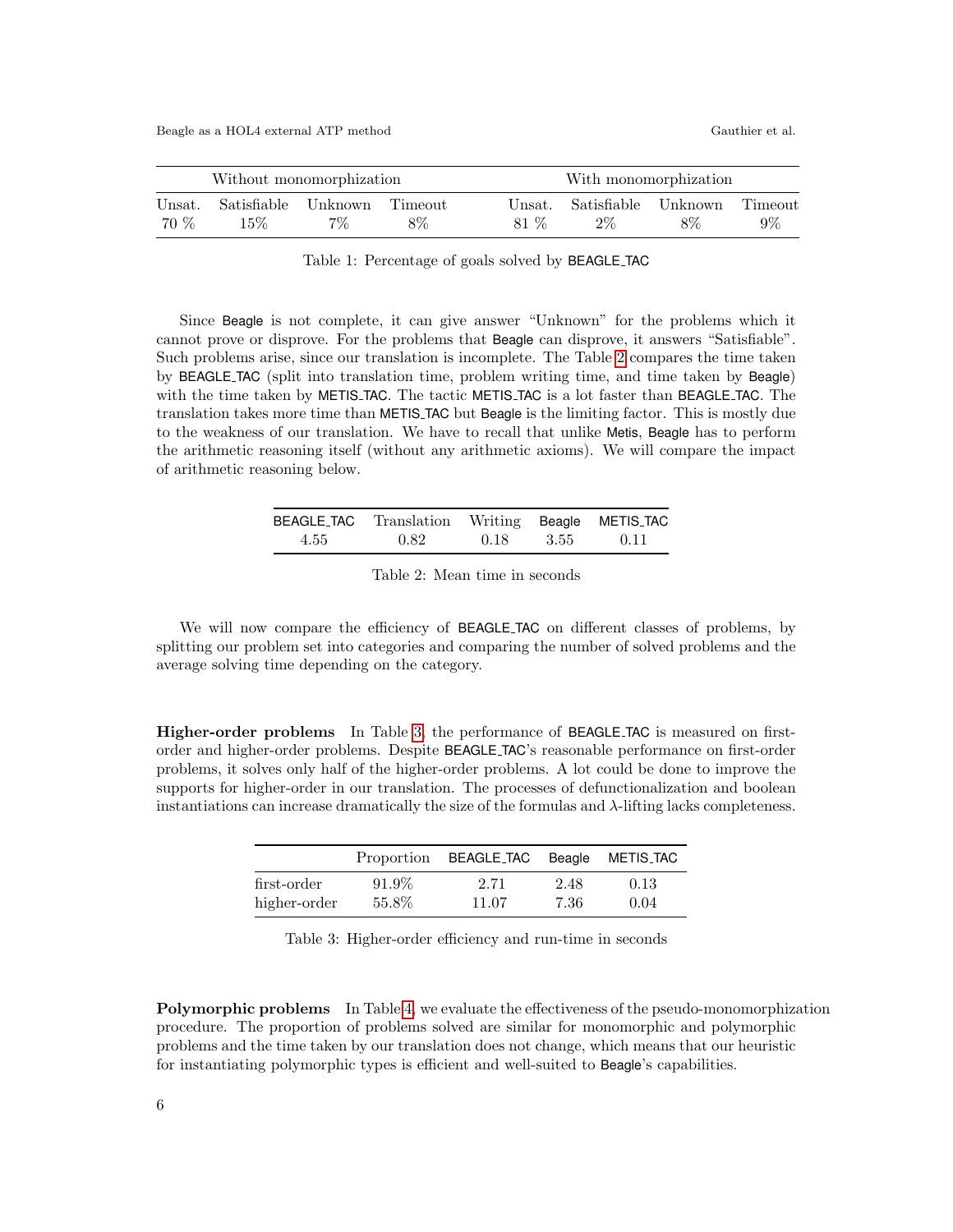| Without monomorphization | | | | With monomorphization | | | |
|---|---|---|---|---|---|---|---|
| Unsat. | Satisfiable | Unknown | Timeout | Unsat. | Satisfiable | Unknown | Timeout |
| 70 % | 15% | 7% | 8% | 81 % | 2% | 8% | 9% |

Table 1: Percentage of goals solved by BEAGLE_TAC

Since Beagle is not complete, it can give answer "Unknown" for the problems which it cannot prove or disprove. For the problems that Beagle can disprove, it answers "Satisfiable". Such problems arise, since our translation is incomplete. The Table 2 compares the time taken by BEAGLE_TAC (split into translation time, problem writing time, and time taken by Beagle) with the time taken by METIS_TAC. The tactic METIS_TAC is a lot faster than BEAGLE_TAC. The translation takes more time than METIS_TAC but Beagle is the limiting factor. This is mostly due to the weakness of our translation. We have to recall that unlike Metis, Beagle has to perform the arithmetic reasoning itself (without any arithmetic axioms). We will compare the impact of arithmetic reasoning below.

| BEAGLE_TAC | Translation | Writing | Beagle | METIS_TAC |
|---|---|---|---|---|
| 4.55 | 0.82 | 0.18 | 3.55 | 0.11 |

Table 2: Mean time in seconds

We will now compare the efficiency of BEAGLE_TAC on different classes of problems, by splitting our problem set into categories and comparing the number of solved problems and the average solving time depending on the category.

**Higher-order problems** In Table 3, the performance of BEAGLE_TAC is measured on first-order and higher-order problems. Despite BEAGLE_TAC's reasonable performance on first-order problems, it solves only half of the higher-order problems. A lot could be done to improve the supports for higher-order in our translation. The processes of defunctionalization and boolean instantiations can increase dramatically the size of the formulas and $\lambda$-lifting lacks completeness.

| | Proportion | BEAGLE_TAC | Beagle | METIS_TAC |
|---|---|---|---|---|
| first-order | 91.9% | 2.71 | 2.48 | 0.13 |
| higher-order | 55.8% | 11.07 | 7.36 | 0.04 |

Table 3: Higher-order efficiency and run-time in seconds

**Polymorphic problems** In Table 4, we evaluate the effectiveness of the pseudo-monomorphization procedure. The proportion of problems solved are similar for monomorphic and polymorphic problems and the time taken by our translation does not change, which means that our heuristic for instantiating polymorphic types is efficient and well-suited to Beagle's capabilities.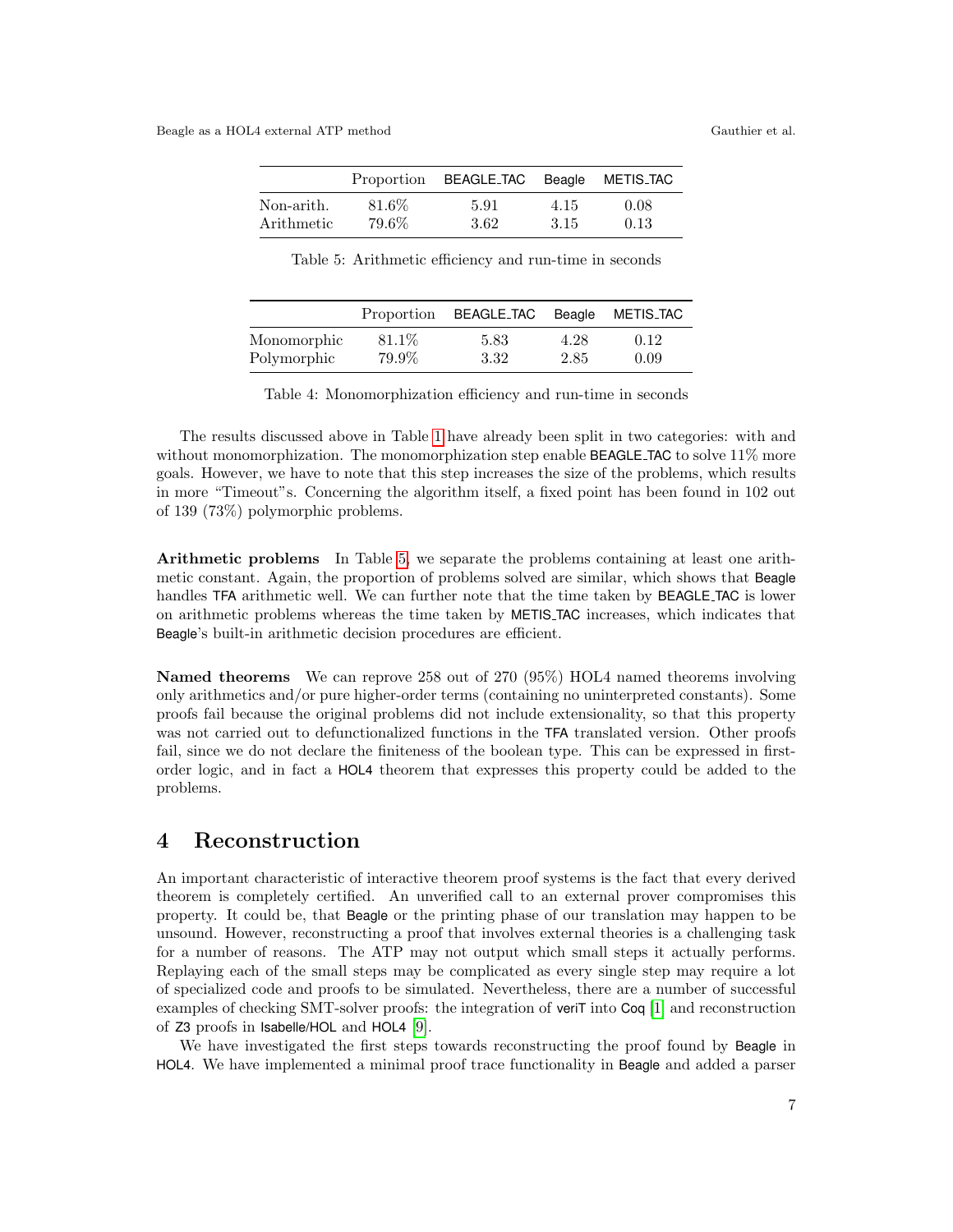|  | Proportion | BEAGLE_TAC | Beagle | METIS_TAC |
|---|---|---|---|---|
| Non-arith. | 81.6% | 5.91 | 4.15 | 0.08 |
| Arithmetic | 79.6% | 3.62 | 3.15 | 0.13 |

Table 5: Arithmetic efficiency and run-time in seconds

|  | Proportion | BEAGLE_TAC | Beagle | METIS_TAC |
|---|---|---|---|---|
| Monomorphic | 81.1% | 5.83 | 4.28 | 0.12 |
| Polymorphic | 79.9% | 3.32 | 2.85 | 0.09 |

Table 4: Monomorphization efficiency and run-time in seconds

The results discussed above in Table 1 have already been split in two categories: with and without monomorphization. The monomorphization step enable BEAGLE_TAC to solve 11% more goals. However, we have to note that this step increases the size of the problems, which results in more "Timeout"s. Concerning the algorithm itself, a fixed point has been found in 102 out of 139 (73%) polymorphic problems.

**Arithmetic problems** In Table 5, we separate the problems containing at least one arithmetic constant. Again, the proportion of problems solved are similar, which shows that Beagle handles TFA arithmetic well. We can further note that the time taken by BEAGLE_TAC is lower on arithmetic problems whereas the time taken by METIS_TAC increases, which indicates that Beagle's built-in arithmetic decision procedures are efficient.

**Named theorems** We can reprove 258 out of 270 (95%) HOL4 named theorems involving only arithmetics and/or pure higher-order terms (containing no uninterpreted constants). Some proofs fail because the original problems did not include extensionality, so that this property was not carried out to defunctionalized functions in the TFA translated version. Other proofs fail, since we do not declare the finiteness of the boolean type. This can be expressed in first-order logic, and in fact a HOL4 theorem that expresses this property could be added to the problems.

## 4 Reconstruction

An important characteristic of interactive theorem proof systems is the fact that every derived theorem is completely certified. An unverified call to an external prover compromises this property. It could be, that Beagle or the printing phase of our translation may happen to be unsound. However, reconstructing a proof that involves external theories is a challenging task for a number of reasons. The ATP may not output which small steps it actually performs. Replaying each of the small steps may be complicated as every single step may require a lot of specialized code and proofs to be simulated. Nevertheless, there are a number of successful examples of checking SMT-solver proofs: the integration of veriT into Coq [1] and reconstruction of Z3 proofs in Isabelle/HOL and HOL4 [9].

We have investigated the first steps towards reconstructing the proof found by Beagle in HOL4. We have implemented a minimal proof trace functionality in Beagle and added a parser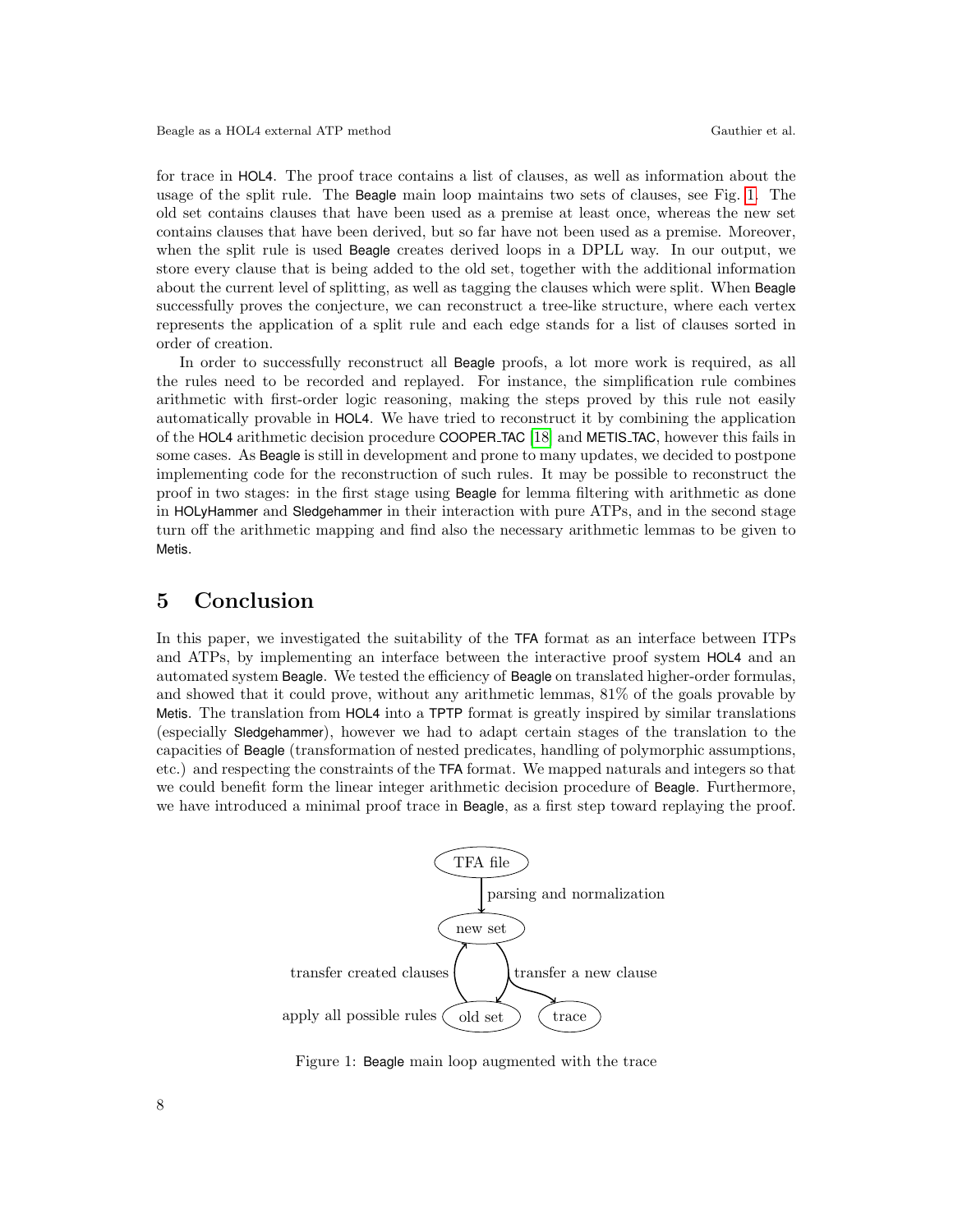for trace in HOL4. The proof trace contains a list of clauses, as well as information about the usage of the split rule. The Beagle main loop maintains two sets of clauses, see Fig. 1. The old set contains clauses that have been used as a premise at least once, whereas the new set contains clauses that have been derived, but so far have not been used as a premise. Moreover, when the split rule is used Beagle creates derived loops in a DPLL way. In our output, we store every clause that is being added to the old set, together with the additional information about the current level of splitting, as well as tagging the clauses which were split. When Beagle successfully proves the conjecture, we can reconstruct a tree-like structure, where each vertex represents the application of a split rule and each edge stands for a list of clauses sorted in order of creation.

In order to successfully reconstruct all Beagle proofs, a lot more work is required, as all the rules need to be recorded and replayed. For instance, the simplification rule combines arithmetic with first-order logic reasoning, making the steps proved by this rule not easily automatically provable in HOL4. We have tried to reconstruct it by combining the application of the HOL4 arithmetic decision procedure COOPER_TAC [18] and METIS_TAC, however this fails in some cases. As Beagle is still in development and prone to many updates, we decided to postpone implementing code for the reconstruction of such rules. It may be possible to reconstruct the proof in two stages: in the first stage using Beagle for lemma filtering with arithmetic as done in HOLyHammer and Sledgehammer in their interaction with pure ATPs, and in the second stage turn off the arithmetic mapping and find also the necessary arithmetic lemmas to be given to Metis.

# 5 Conclusion

In this paper, we investigated the suitability of the TFA format as an interface between ITPs and ATPs, by implementing an interface between the interactive proof system HOL4 and an automated system Beagle. We tested the efficiency of Beagle on translated higher-order formulas, and showed that it could prove, without any arithmetic lemmas, 81% of the goals provable by Metis. The translation from HOL4 into a TPTP format is greatly inspired by similar translations (especially Sledgehammer), however we had to adapt certain stages of the translation to the capacities of Beagle (transformation of nested predicates, handling of polymorphic assumptions, etc.) and respecting the constraints of the TFA format. We mapped naturals and integers so that we could benefit form the linear integer arithmetic decision procedure of Beagle. Furthermore, we have introduced a minimal proof trace in Beagle, as a first step toward replaying the proof.

TFA file

parsing and normalization

new set

transfer created clauses

transfer a new clause

apply all possible rules

old set

trace

Figure 1: Beagle main loop augmented with the trace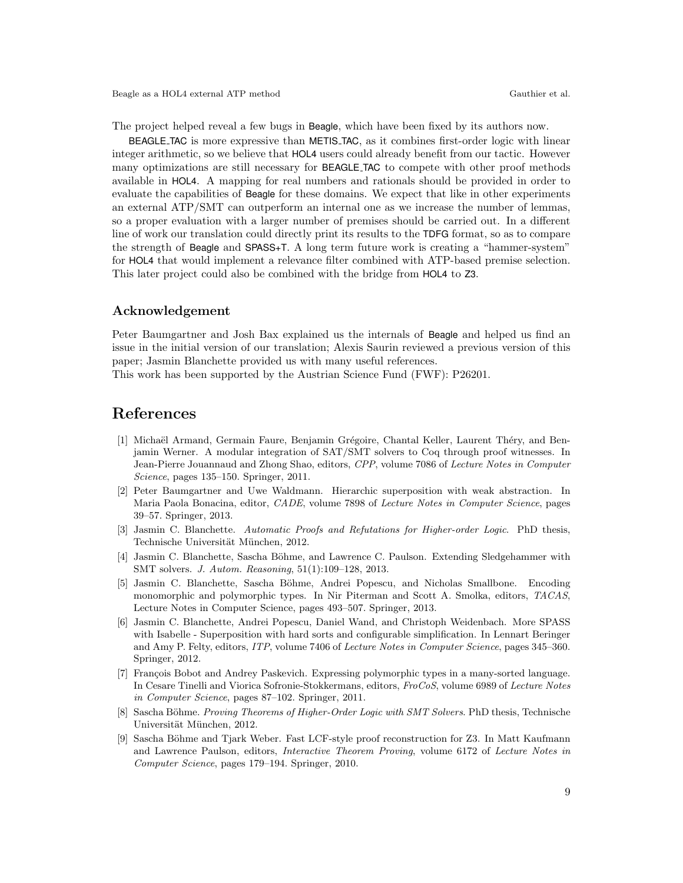The project helped reveal a few bugs in Beagle, which have been fixed by its authors now.

BEAGLE_TAC is more expressive than METIS_TAC, as it combines first-order logic with linear integer arithmetic, so we believe that HOL4 users could already benefit from our tactic. However many optimizations are still necessary for BEAGLE_TAC to compete with other proof methods available in HOL4. A mapping for real numbers and rationals should be provided in order to evaluate the capabilities of Beagle for these domains. We expect that like in other experiments an external ATP/SMT can outperform an internal one as we increase the number of lemmas, so a proper evaluation with a larger number of premises should be carried out. In a different line of work our translation could directly print its results to the TDFG format, so as to compare the strength of Beagle and SPASS+T. A long term future work is creating a "hammer-system" for HOL4 that would implement a relevance filter combined with ATP-based premise selection. This later project could also be combined with the bridge from HOL4 to Z3.

## Acknowledgement

Peter Baumgartner and Josh Bax explained us the internals of Beagle and helped us find an issue in the initial version of our translation; Alexis Saurin reviewed a previous version of this paper; Jasmin Blanchette provided us with many useful references.
This work has been supported by the Austrian Science Fund (FWF): P26201.

# References

[1] Michaël Armand, Germain Faure, Benjamin Grégoire, Chantal Keller, Laurent Théry, and Benjamin Werner. A modular integration of SAT/SMT solvers to Coq through proof witnesses. In Jean-Pierre Jouannaud and Zhong Shao, editors, *CPP*, volume 7086 of *Lecture Notes in Computer Science*, pages 135–150. Springer, 2011.

[2] Peter Baumgartner and Uwe Waldmann. Hierarchic superposition with weak abstraction. In Maria Paola Bonacina, editor, *CADE*, volume 7898 of *Lecture Notes in Computer Science*, pages 39–57. Springer, 2013.

[3] Jasmin C. Blanchette. *Automatic Proofs and Refutations for Higher-order Logic*. PhD thesis, Technische Universität München, 2012.

[4] Jasmin C. Blanchette, Sascha Böhme, and Lawrence C. Paulson. Extending Sledgehammer with SMT solvers. *J. Autom. Reasoning*, 51(1):109–128, 2013.

[5] Jasmin C. Blanchette, Sascha Böhme, Andrei Popescu, and Nicholas Smallbone. Encoding monomorphic and polymorphic types. In Nir Piterman and Scott A. Smolka, editors, *TACAS*, Lecture Notes in Computer Science, pages 493–507. Springer, 2013.

[6] Jasmin C. Blanchette, Andrei Popescu, Daniel Wand, and Christoph Weidenbach. More SPASS with Isabelle - Superposition with hard sorts and configurable simplification. In Lennart Beringer and Amy P. Felty, editors, *ITP*, volume 7406 of *Lecture Notes in Computer Science*, pages 345–360. Springer, 2012.

[7] François Bobot and Andrey Paskevich. Expressing polymorphic types in a many-sorted language. In Cesare Tinelli and Viorica Sofronie-Stokkermans, editors, *FroCoS*, volume 6989 of *Lecture Notes in Computer Science*, pages 87–102. Springer, 2011.

[8] Sascha Böhme. *Proving Theorems of Higher-Order Logic with SMT Solvers*. PhD thesis, Technische Universität München, 2012.

[9] Sascha Böhme and Tjark Weber. Fast LCF-style proof reconstruction for Z3. In Matt Kaufmann and Lawrence Paulson, editors, *Interactive Theorem Proving*, volume 6172 of *Lecture Notes in Computer Science*, pages 179–194. Springer, 2010.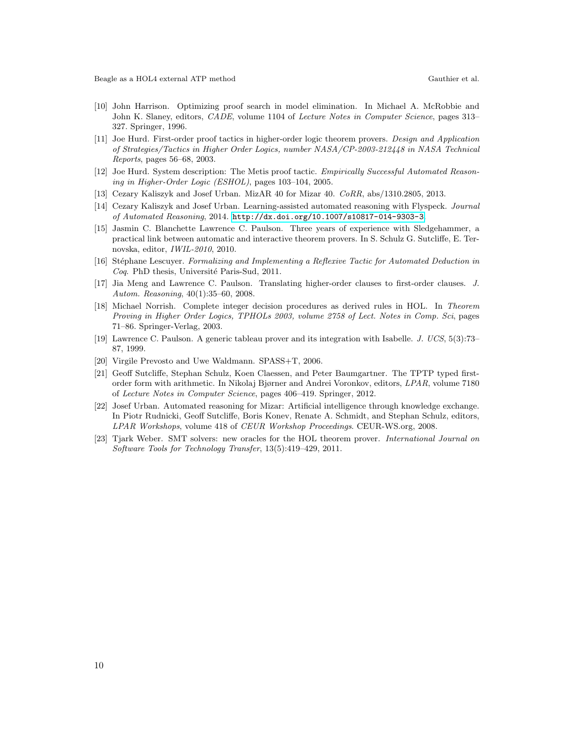[10] John Harrison. Optimizing proof search in model elimination. In Michael A. McRobbie and John K. Slaney, editors, *CADE*, volume 1104 of *Lecture Notes in Computer Science*, pages 313–327. Springer, 1996.

[11] Joe Hurd. First-order proof tactics in higher-order logic theorem provers. *Design and Application of Strategies/Tactics in Higher Order Logics, number NASA/CP-2003-212448 in NASA Technical Reports*, pages 56–68, 2003.

[12] Joe Hurd. System description: The Metis proof tactic. *Empirically Successful Automated Reasoning in Higher-Order Logic (ESHOL)*, pages 103–104, 2005.

[13] Cezary Kaliszyk and Josef Urban. MizAR 40 for Mizar 40. *CoRR*, abs/1310.2805, 2013.

[14] Cezary Kaliszyk and Josef Urban. Learning-assisted automated reasoning with Flyspeck. *Journal of Automated Reasoning*, 2014. http://dx.doi.org/10.1007/s10817-014-9303-3.

[15] Jasmin C. Blanchette Lawrence C. Paulson. Three years of experience with Sledgehammer, a practical link between automatic and interactive theorem provers. In S. Schulz G. Sutcliffe, E. Ternovska, editor, *IWIL-2010*, 2010.

[16] Stéphane Lescuyer. *Formalizing and Implementing a Reflexive Tactic for Automated Deduction in Coq*. PhD thesis, Université Paris-Sud, 2011.

[17] Jia Meng and Lawrence C. Paulson. Translating higher-order clauses to first-order clauses. *J. Autom. Reasoning*, 40(1):35–60, 2008.

[18] Michael Norrish. Complete integer decision procedures as derived rules in HOL. In *Theorem Proving in Higher Order Logics, TPHOLs 2003, volume 2758 of Lect. Notes in Comp. Sci*, pages 71–86. Springer-Verlag, 2003.

[19] Lawrence C. Paulson. A generic tableau prover and its integration with Isabelle. *J. UCS*, 5(3):73–87, 1999.

[20] Virgile Prevosto and Uwe Waldmann. SPASS+T, 2006.

[21] Geoff Sutcliffe, Stephan Schulz, Koen Claessen, and Peter Baumgartner. The TPTP typed first-order form with arithmetic. In Nikolaj Bjørner and Andrei Voronkov, editors, *LPAR*, volume 7180 of *Lecture Notes in Computer Science*, pages 406–419. Springer, 2012.

[22] Josef Urban. Automated reasoning for Mizar: Artificial intelligence through knowledge exchange. In Piotr Rudnicki, Geoff Sutcliffe, Boris Konev, Renate A. Schmidt, and Stephan Schulz, editors, *LPAR Workshops*, volume 418 of *CEUR Workshop Proceedings*. CEUR-WS.org, 2008.

[23] Tjark Weber. SMT solvers: new oracles for the HOL theorem prover. *International Journal on Software Tools for Technology Transfer*, 13(5):419–429, 2011.